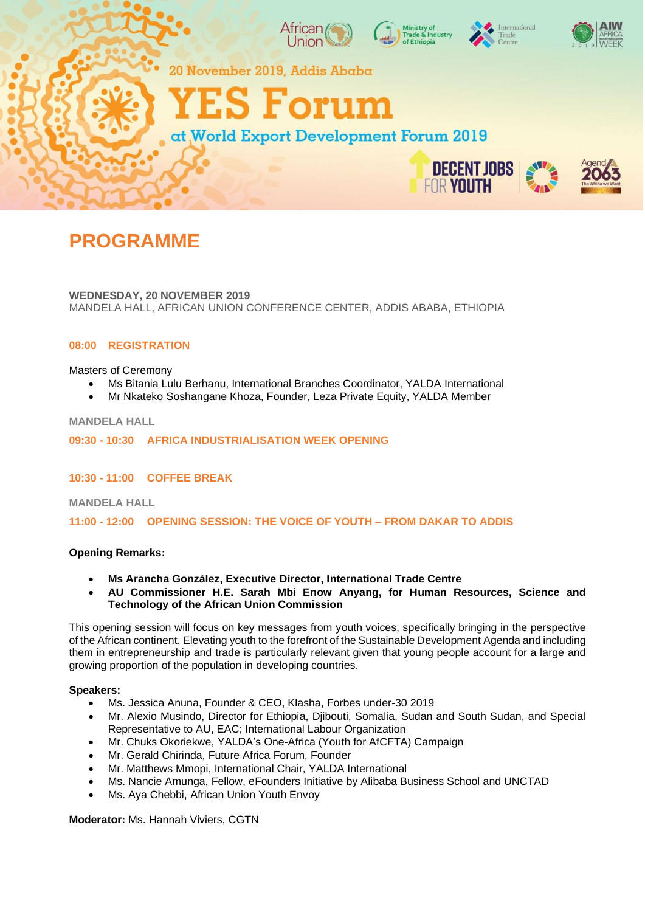20 November 2019, Addis Ababa

# YES Forum

## at World Export Development Forum 2019

# PROGRAMME

**WEDNESDAY, 20 NOVEMBER 2019**
MANDELA HALL, AFRICAN UNION CONFERENCE CENTER, ADDIS ABABA, ETHIOPIA

### 08:00 REGISTRATION

Masters of Ceremony

- Ms Bitania Lulu Berhanu, International Branches Coordinator, YALDA International
- Mr Nkateko Soshangane Khoza, Founder, Leza Private Equity, YALDA Member

**MANDELA HALL**

### 09:30 - 10:30 AFRICA INDUSTRIALISATION WEEK OPENING

### 10:30 - 11:00 COFFEE BREAK

**MANDELA HALL**

### 11:00 - 12:00 OPENING SESSION: THE VOICE OF YOUTH – FROM DAKAR TO ADDIS

**Opening Remarks:**

- **Ms Arancha González, Executive Director, International Trade Centre**
- **AU Commissioner H.E. Sarah Mbi Enow Anyang, for Human Resources, Science and Technology of the African Union Commission**

This opening session will focus on key messages from youth voices, specifically bringing in the perspective of the African continent. Elevating youth to the forefront of the Sustainable Development Agenda and including them in entrepreneurship and trade is particularly relevant given that young people account for a large and growing proportion of the population in developing countries.

**Speakers:**

- Ms. Jessica Anuna, Founder & CEO, Klasha, Forbes under-30 2019
- Mr. Alexio Musindo, Director for Ethiopia, Djibouti, Somalia, Sudan and South Sudan, and Special Representative to AU, EAC; International Labour Organization
- Mr. Chuks Okoriekwe, YALDA's One-Africa (Youth for AfCFTA) Campaign
- Mr. Gerald Chirinda, Future Africa Forum, Founder
- Mr. Matthews Mmopi, International Chair, YALDA International
- Ms. Nancie Amunga, Fellow, eFounders Initiative by Alibaba Business School and UNCTAD
- Ms. Aya Chebbi, African Union Youth Envoy

**Moderator:** Ms. Hannah Viviers, CGTN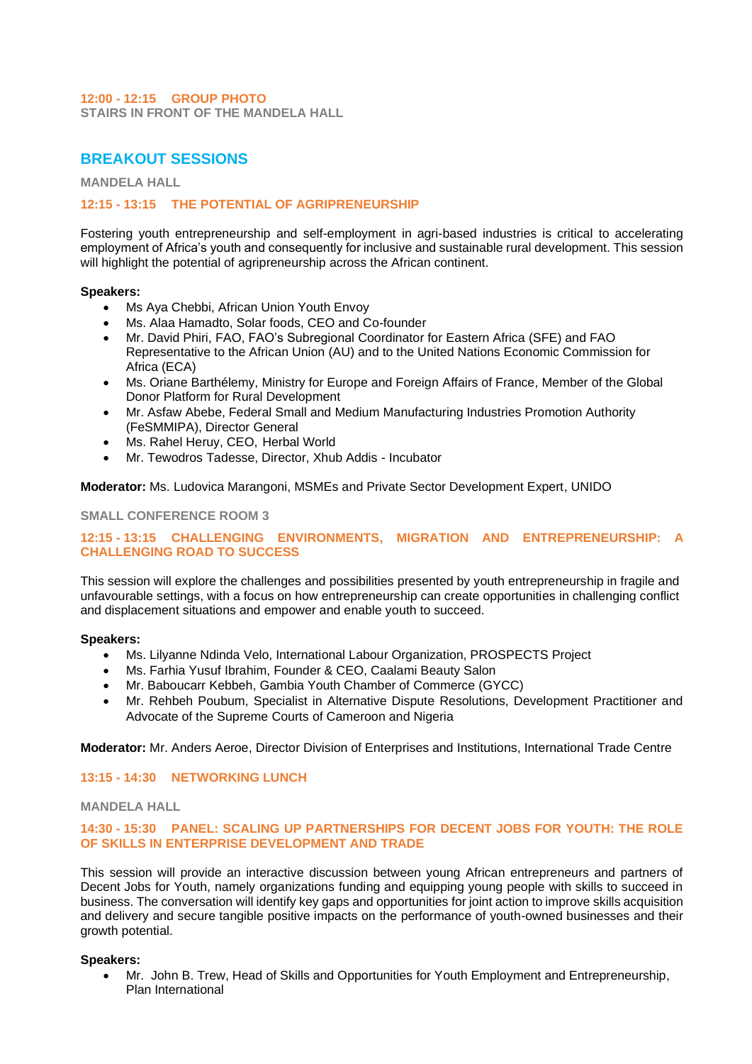**12:00 - 12:15 GROUP PHOTO**
**STAIRS IN FRONT OF THE MANDELA HALL**

## BREAKOUT SESSIONS

**MANDELA HALL**

### 12:15 - 13:15 THE POTENTIAL OF AGRIPRENEURSHIP

Fostering youth entrepreneurship and self-employment in agri-based industries is critical to accelerating employment of Africa's youth and consequently for inclusive and sustainable rural development. This session will highlight the potential of agripreneurship across the African continent.

**Speakers:**

- Ms Aya Chebbi, African Union Youth Envoy
- Ms. Alaa Hamadto, Solar foods, CEO and Co-founder
- Mr. David Phiri, FAO, FAO's Subregional Coordinator for Eastern Africa (SFE) and FAO Representative to the African Union (AU) and to the United Nations Economic Commission for Africa (ECA)
- Ms. Oriane Barthélemy, Ministry for Europe and Foreign Affairs of France, Member of the Global Donor Platform for Rural Development
- Mr. Asfaw Abebe, Federal Small and Medium Manufacturing Industries Promotion Authority (FeSMMIPA), Director General
- Ms. Rahel Heruy, CEO, Herbal World
- Mr. Tewodros Tadesse, Director, Xhub Addis - Incubator

**Moderator:** Ms. Ludovica Marangoni, MSMEs and Private Sector Development Expert, UNIDO

**SMALL CONFERENCE ROOM 3**

### 12:15 - 13:15 CHALLENGING ENVIRONMENTS, MIGRATION AND ENTREPRENEURSHIP: A CHALLENGING ROAD TO SUCCESS

This session will explore the challenges and possibilities presented by youth entrepreneurship in fragile and unfavourable settings, with a focus on how entrepreneurship can create opportunities in challenging conflict and displacement situations and empower and enable youth to succeed.

**Speakers:**

- Ms. Lilyanne Ndinda Velo, International Labour Organization, PROSPECTS Project
- Ms. Farhia Yusuf Ibrahim, Founder & CEO, Caalami Beauty Salon
- Mr. Baboucarr Kebbeh, Gambia Youth Chamber of Commerce (GYCC)
- Mr. Rehbeh Poubum, Specialist in Alternative Dispute Resolutions, Development Practitioner and Advocate of the Supreme Courts of Cameroon and Nigeria

**Moderator:** Mr. Anders Aeroe, Director Division of Enterprises and Institutions, International Trade Centre

**13:15 - 14:30 NETWORKING LUNCH**

**MANDELA HALL**

### 14:30 - 15:30 PANEL: SCALING UP PARTNERSHIPS FOR DECENT JOBS FOR YOUTH: THE ROLE OF SKILLS IN ENTERPRISE DEVELOPMENT AND TRADE

This session will provide an interactive discussion between young African entrepreneurs and partners of Decent Jobs for Youth, namely organizations funding and equipping young people with skills to succeed in business. The conversation will identify key gaps and opportunities for joint action to improve skills acquisition and delivery and secure tangible positive impacts on the performance of youth-owned businesses and their growth potential.

**Speakers:**

- Mr. John B. Trew, Head of Skills and Opportunities for Youth Employment and Entrepreneurship, Plan International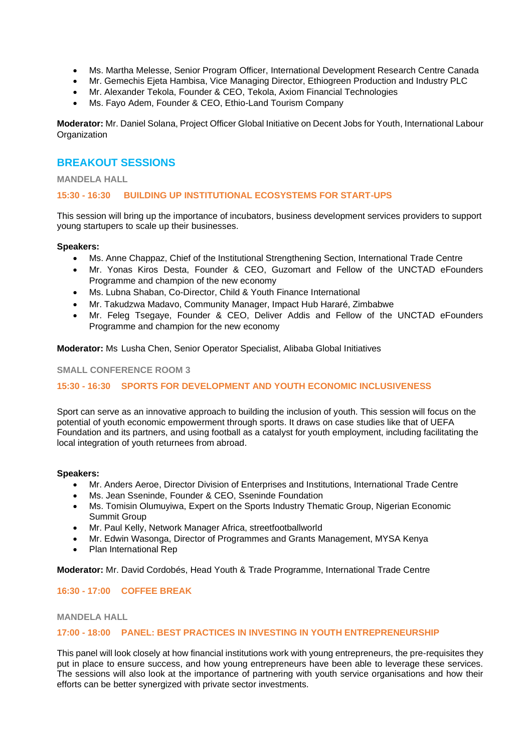- Ms. Martha Melesse, Senior Program Officer, International Development Research Centre Canada
- Mr. Gemechis Ejeta Hambisa, Vice Managing Director, Ethiogreen Production and Industry PLC
- Mr. Alexander Tekola, Founder & CEO, Tekola, Axiom Financial Technologies
- Ms. Fayo Adem, Founder & CEO, Ethio-Land Tourism Company

**Moderator:** Mr. Daniel Solana, Project Officer Global Initiative on Decent Jobs for Youth, International Labour Organization

## BREAKOUT SESSIONS

#### MANDELA HALL

### 15:30 - 16:30 BUILDING UP INSTITUTIONAL ECOSYSTEMS FOR START-UPS

This session will bring up the importance of incubators, business development services providers to support young startupers to scale up their businesses.

**Speakers:**

- Ms. Anne Chappaz, Chief of the Institutional Strengthening Section, International Trade Centre
- Mr. Yonas Kiros Desta, Founder & CEO, Guzomart and Fellow of the UNCTAD eFounders Programme and champion of the new economy
- Ms. Lubna Shaban, Co-Director, Child & Youth Finance International
- Mr. Takudzwa Madavo, Community Manager, Impact Hub Hararé, Zimbabwe
- Mr. Feleg Tsegaye, Founder & CEO, Deliver Addis and Fellow of the UNCTAD eFounders Programme and champion for the new economy

**Moderator:** Ms Lusha Chen, Senior Operator Specialist, Alibaba Global Initiatives

#### SMALL CONFERENCE ROOM 3

### 15:30 - 16:30 SPORTS FOR DEVELOPMENT AND YOUTH ECONOMIC INCLUSIVENESS

Sport can serve as an innovative approach to building the inclusion of youth. This session will focus on the potential of youth economic empowerment through sports. It draws on case studies like that of UEFA Foundation and its partners, and using football as a catalyst for youth employment, including facilitating the local integration of youth returnees from abroad.

**Speakers:**

- Mr. Anders Aeroe, Director Division of Enterprises and Institutions, International Trade Centre
- Ms. Jean Sseninde, Founder & CEO, Sseninde Foundation
- Ms. Tomisin Olumuyiwa, Expert on the Sports Industry Thematic Group, Nigerian Economic Summit Group
- Mr. Paul Kelly, Network Manager Africa, streetfootballworld
- Mr. Edwin Wasonga, Director of Programmes and Grants Management, MYSA Kenya
- Plan International Rep

**Moderator:** Mr. David Cordobés, Head Youth & Trade Programme, International Trade Centre

### 16:30 - 17:00 COFFEE BREAK

#### MANDELA HALL

### 17:00 - 18:00 PANEL: BEST PRACTICES IN INVESTING IN YOUTH ENTREPRENEURSHIP

This panel will look closely at how financial institutions work with young entrepreneurs, the pre-requisites they put in place to ensure success, and how young entrepreneurs have been able to leverage these services. The sessions will also look at the importance of partnering with youth service organisations and how their efforts can be better synergized with private sector investments.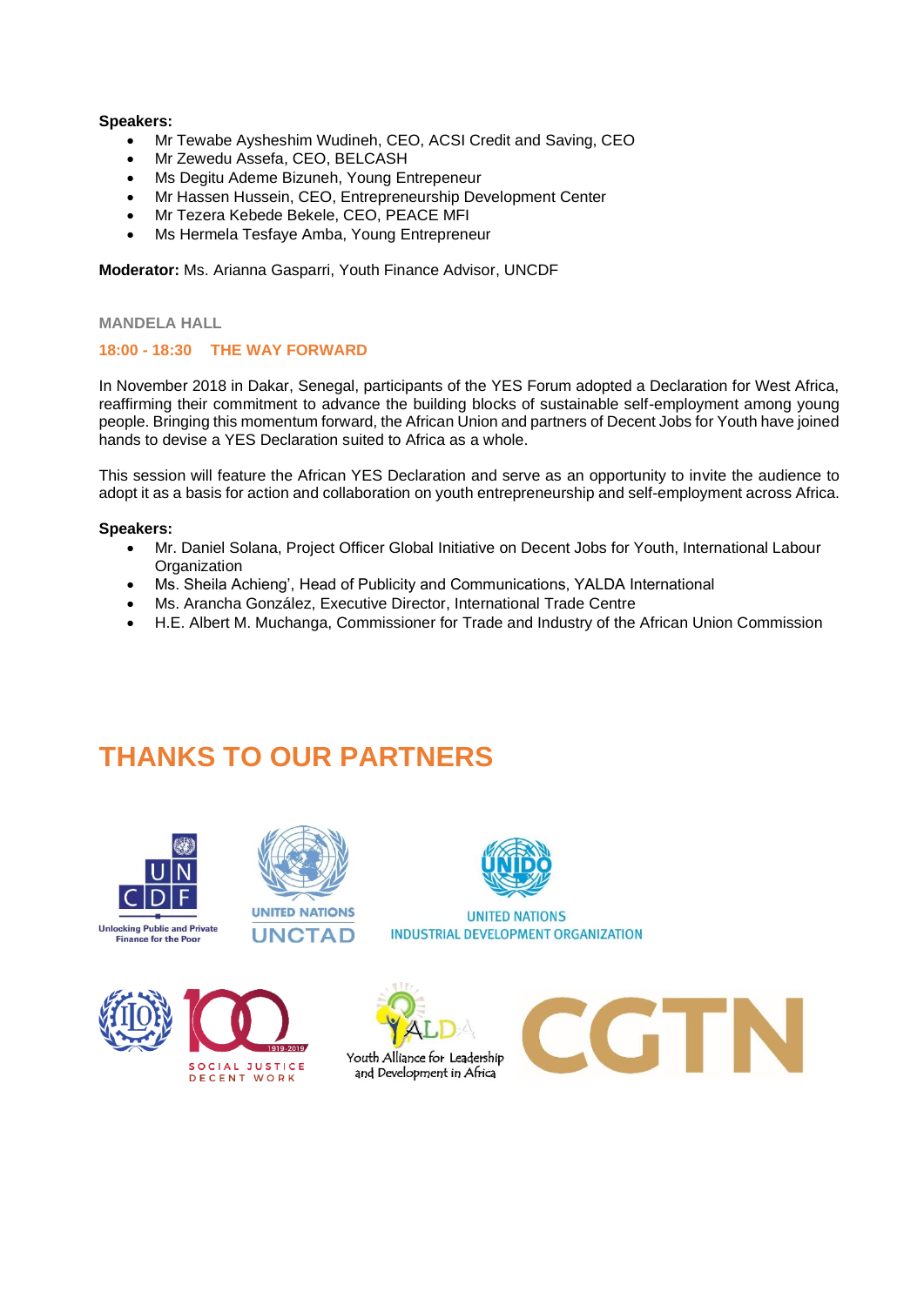**Speakers:**

- Mr Tewabe Aysheshim Wudineh, CEO, ACSI Credit and Saving, CEO
- Mr Zewedu Assefa, CEO, BELCASH
- Ms Degitu Ademe Bizuneh, Young Entrepeneur
- Mr Hassen Hussein, CEO, Entrepreneurship Development Center
- Mr Tezera Kebede Bekele, CEO, PEACE MFI
- Ms Hermela Tesfaye Amba, Young Entrepreneur

**Moderator:** Ms. Arianna Gasparri, Youth Finance Advisor, UNCDF

MANDELA HALL

**18:00 - 18:30 THE WAY FORWARD**

In November 2018 in Dakar, Senegal, participants of the YES Forum adopted a Declaration for West Africa, reaffirming their commitment to advance the building blocks of sustainable self-employment among young people. Bringing this momentum forward, the African Union and partners of Decent Jobs for Youth have joined hands to devise a YES Declaration suited to Africa as a whole.

This session will feature the African YES Declaration and serve as an opportunity to invite the audience to adopt it as a basis for action and collaboration on youth entrepreneurship and self-employment across Africa.

**Speakers:**

- Mr. Daniel Solana, Project Officer Global Initiative on Decent Jobs for Youth, International Labour Organization
- Ms. Sheila Achieng', Head of Publicity and Communications, YALDA International
- Ms. Arancha González, Executive Director, International Trade Centre
- H.E. Albert M. Muchanga, Commissioner for Trade and Industry of the African Union Commission

# THANKS TO OUR PARTNERS

UNCDF
Unlocking Public and Private Finance for the Poor

UNITED NATIONS
UNCTAD

UNIDO
UNITED NATIONS
INDUSTRIAL DEVELOPMENT ORGANIZATION

ILO 100
1919-2019
SOCIAL JUSTICE
DECENT WORK

YALDA
Youth Alliance for Leadership and Development in Africa

CGTN